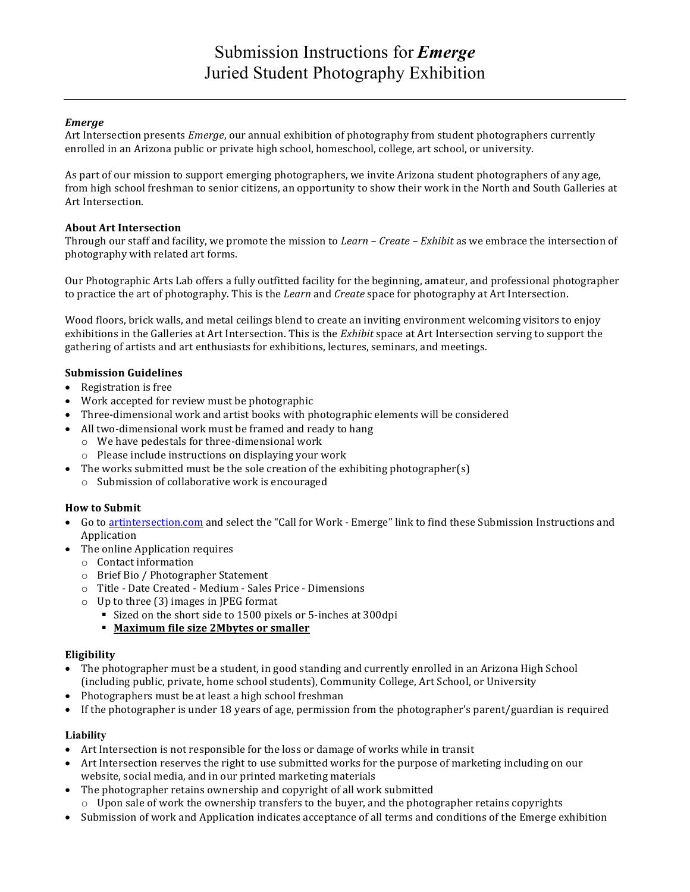# Submission Instructions for *Emerge*
# Juried Student Photography Exhibition

---

***Emerge***

Art Intersection presents *Emerge*, our annual exhibition of photography from student photographers currently enrolled in an Arizona public or private high school, homeschool, college, art school, or university.

As part of our mission to support emerging photographers, we invite Arizona student photographers of any age, from high school freshman to senior citizens, an opportunity to show their work in the North and South Galleries at Art Intersection.

**About Art Intersection**

Through our staff and facility, we promote the mission to *Learn – Create – Exhibit* as we embrace the intersection of photography with related art forms.

Our Photographic Arts Lab offers a fully outfitted facility for the beginning, amateur, and professional photographer to practice the art of photography. This is the *Learn* and *Create* space for photography at Art Intersection.

Wood floors, brick walls, and metal ceilings blend to create an inviting environment welcoming visitors to enjoy exhibitions in the Galleries at Art Intersection. This is the *Exhibit* space at Art Intersection serving to support the gathering of artists and art enthusiasts for exhibitions, lectures, seminars, and meetings.

**Submission Guidelines**

- Registration is free
- Work accepted for review must be photographic
- Three-dimensional work and artist books with photographic elements will be considered
- All two-dimensional work must be framed and ready to hang
  - We have pedestals for three-dimensional work
  - Please include instructions on displaying your work
- The works submitted must be the sole creation of the exhibiting photographer(s)
  - Submission of collaborative work is encouraged

**How to Submit**

- Go to [artintersection.com](artintersection.com) and select the "Call for Work - Emerge" link to find these Submission Instructions and Application
- The online Application requires
  - Contact information
  - Brief Bio / Photographer Statement
  - Title - Date Created - Medium - Sales Price - Dimensions
  - Up to three (3) images in JPEG format
    - Sized on the short side to 1500 pixels or 5-inches at 300dpi
    - **Maximum file size 2Mbytes or smaller**

**Eligibility**

- The photographer must be a student, in good standing and currently enrolled in an Arizona High School (including public, private, home school students), Community College, Art School, or University
- Photographers must be at least a high school freshman
- If the photographer is under 18 years of age, permission from the photographer's parent/guardian is required

**Liability**

- Art Intersection is not responsible for the loss or damage of works while in transit
- Art Intersection reserves the right to use submitted works for the purpose of marketing including on our website, social media, and in our printed marketing materials
- The photographer retains ownership and copyright of all work submitted
  - Upon sale of work the ownership transfers to the buyer, and the photographer retains copyrights
- Submission of work and Application indicates acceptance of all terms and conditions of the Emerge exhibition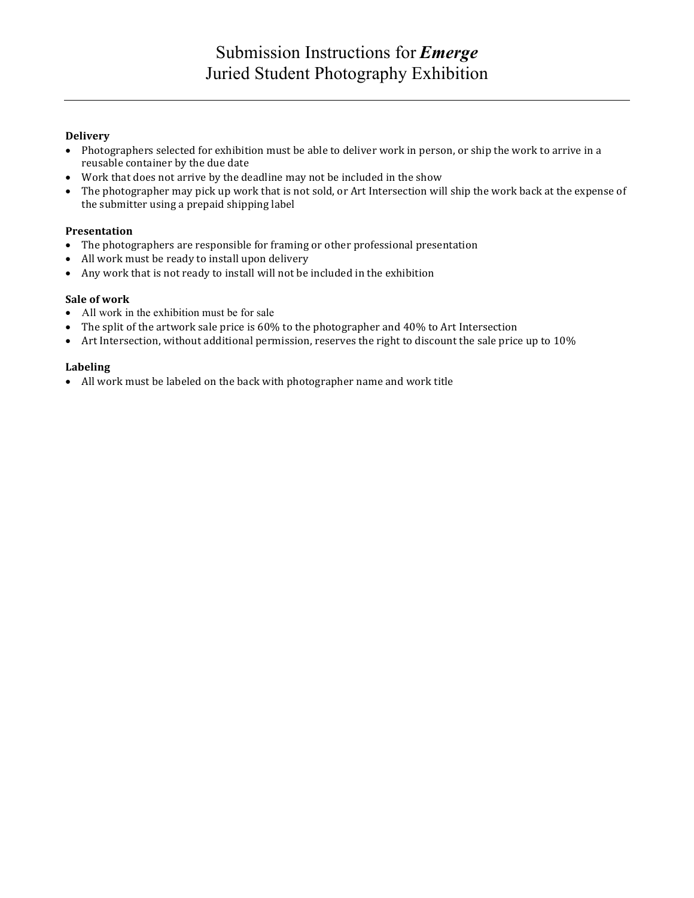# Submission Instructions for ***Emerge***
# Juried Student Photography Exhibition

---

**Delivery**

- Photographers selected for exhibition must be able to deliver work in person, or ship the work to arrive in a reusable container by the due date
- Work that does not arrive by the deadline may not be included in the show
- The photographer may pick up work that is not sold, or Art Intersection will ship the work back at the expense of the submitter using a prepaid shipping label

**Presentation**

- The photographers are responsible for framing or other professional presentation
- All work must be ready to install upon delivery
- Any work that is not ready to install will not be included in the exhibition

**Sale of work**

- All work in the exhibition must be for sale
- The split of the artwork sale price is 60% to the photographer and 40% to Art Intersection
- Art Intersection, without additional permission, reserves the right to discount the sale price up to 10%

**Labeling**

- All work must be labeled on the back with photographer name and work title